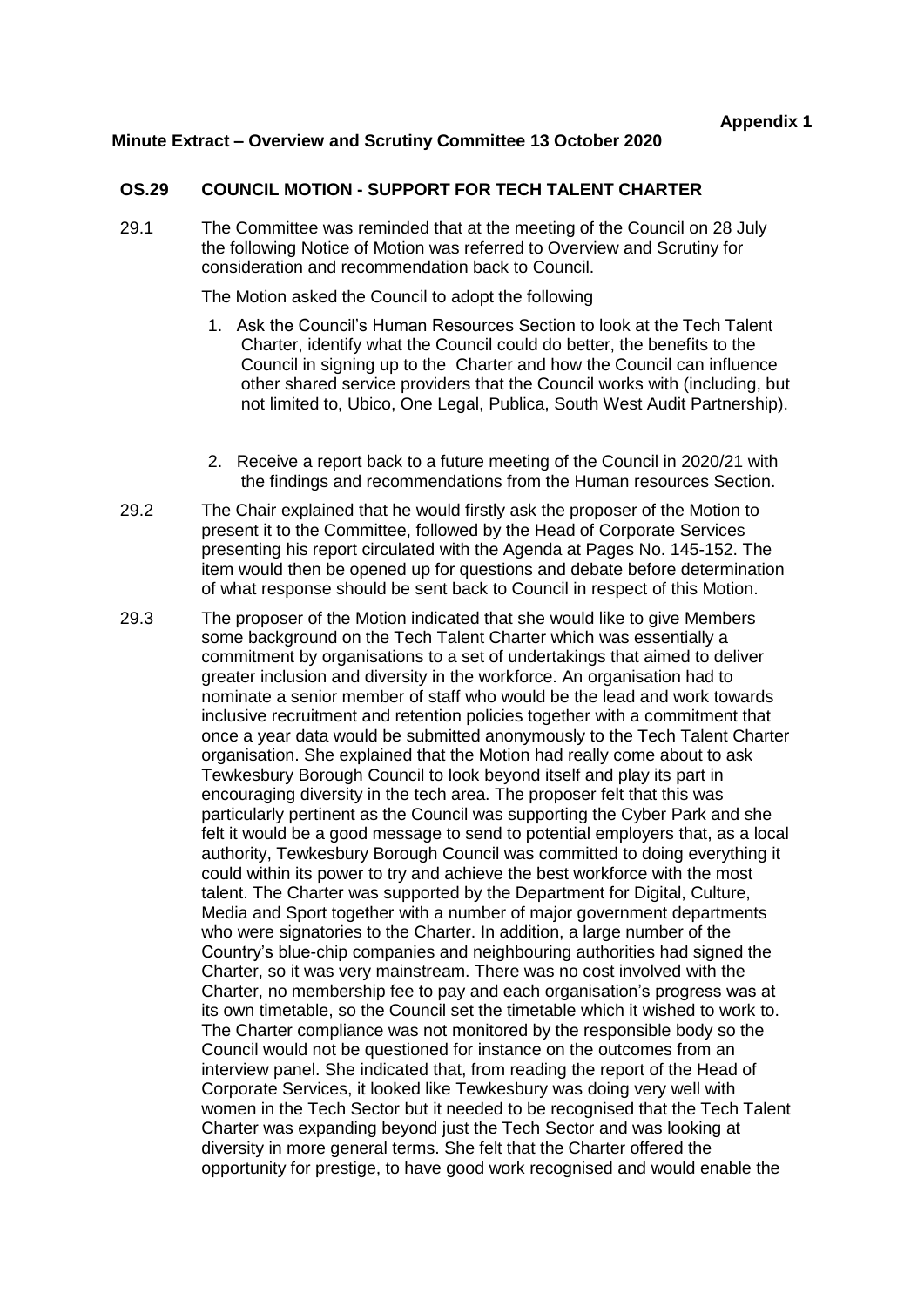**Appendix 1**

**Minute Extract – Overview and Scrutiny Committee 13 October 2020**

## OS.29 COUNCIL MOTION - SUPPORT FOR TECH TALENT CHARTER

29.1 The Committee was reminded that at the meeting of the Council on 28 July the following Notice of Motion was referred to Overview and Scrutiny for consideration and recommendation back to Council.

The Motion asked the Council to adopt the following

1. Ask the Council's Human Resources Section to look at the Tech Talent Charter, identify what the Council could do better, the benefits to the Council in signing up to the Charter and how the Council can influence other shared service providers that the Council works with (including, but not limited to, Ubico, One Legal, Publica, South West Audit Partnership).

2. Receive a report back to a future meeting of the Council in 2020/21 with the findings and recommendations from the Human resources Section.

29.2 The Chair explained that he would firstly ask the proposer of the Motion to present it to the Committee, followed by the Head of Corporate Services presenting his report circulated with the Agenda at Pages No. 145-152. The item would then be opened up for questions and debate before determination of what response should be sent back to Council in respect of this Motion.

29.3 The proposer of the Motion indicated that she would like to give Members some background on the Tech Talent Charter which was essentially a commitment by organisations to a set of undertakings that aimed to deliver greater inclusion and diversity in the workforce. An organisation had to nominate a senior member of staff who would be the lead and work towards inclusive recruitment and retention policies together with a commitment that once a year data would be submitted anonymously to the Tech Talent Charter organisation. She explained that the Motion had really come about to ask Tewkesbury Borough Council to look beyond itself and play its part in encouraging diversity in the tech area. The proposer felt that this was particularly pertinent as the Council was supporting the Cyber Park and she felt it would be a good message to send to potential employers that, as a local authority, Tewkesbury Borough Council was committed to doing everything it could within its power to try and achieve the best workforce with the most talent. The Charter was supported by the Department for Digital, Culture, Media and Sport together with a number of major government departments who were signatories to the Charter. In addition, a large number of the Country's blue-chip companies and neighbouring authorities had signed the Charter, so it was very mainstream. There was no cost involved with the Charter, no membership fee to pay and each organisation's progress was at its own timetable, so the Council set the timetable which it wished to work to. The Charter compliance was not monitored by the responsible body so the Council would not be questioned for instance on the outcomes from an interview panel. She indicated that, from reading the report of the Head of Corporate Services, it looked like Tewkesbury was doing very well with women in the Tech Sector but it needed to be recognised that the Tech Talent Charter was expanding beyond just the Tech Sector and was looking at diversity in more general terms. She felt that the Charter offered the opportunity for prestige, to have good work recognised and would enable the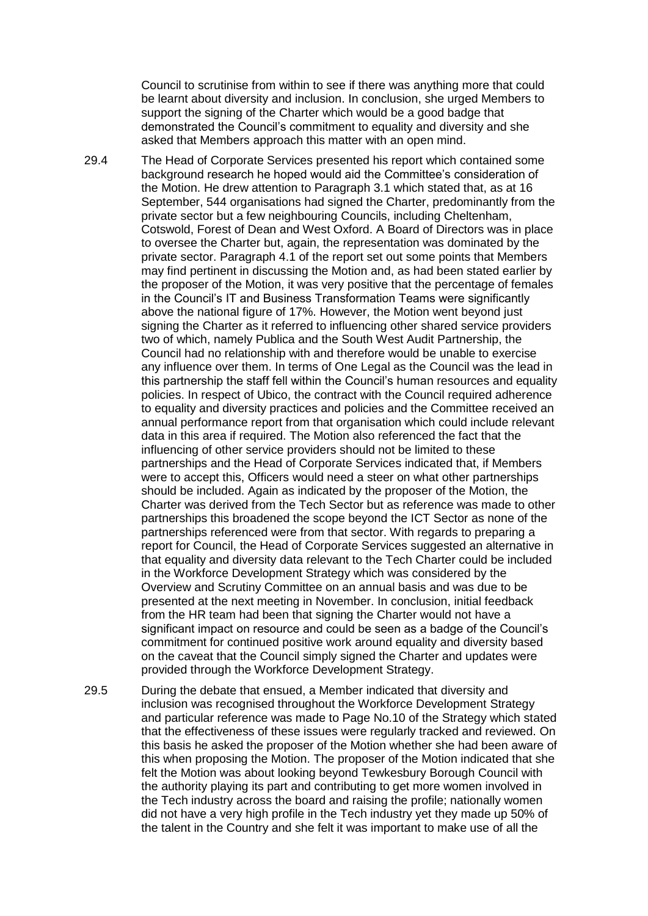Council to scrutinise from within to see if there was anything more that could be learnt about diversity and inclusion. In conclusion, she urged Members to support the signing of the Charter which would be a good badge that demonstrated the Council's commitment to equality and diversity and she asked that Members approach this matter with an open mind.

29.4 The Head of Corporate Services presented his report which contained some background research he hoped would aid the Committee's consideration of the Motion. He drew attention to Paragraph 3.1 which stated that, as at 16 September, 544 organisations had signed the Charter, predominantly from the private sector but a few neighbouring Councils, including Cheltenham, Cotswold, Forest of Dean and West Oxford. A Board of Directors was in place to oversee the Charter but, again, the representation was dominated by the private sector. Paragraph 4.1 of the report set out some points that Members may find pertinent in discussing the Motion and, as had been stated earlier by the proposer of the Motion, it was very positive that the percentage of females in the Council's IT and Business Transformation Teams were significantly above the national figure of 17%. However, the Motion went beyond just signing the Charter as it referred to influencing other shared service providers two of which, namely Publica and the South West Audit Partnership, the Council had no relationship with and therefore would be unable to exercise any influence over them. In terms of One Legal as the Council was the lead in this partnership the staff fell within the Council's human resources and equality policies. In respect of Ubico, the contract with the Council required adherence to equality and diversity practices and policies and the Committee received an annual performance report from that organisation which could include relevant data in this area if required. The Motion also referenced the fact that the influencing of other service providers should not be limited to these partnerships and the Head of Corporate Services indicated that, if Members were to accept this, Officers would need a steer on what other partnerships should be included. Again as indicated by the proposer of the Motion, the Charter was derived from the Tech Sector but as reference was made to other partnerships this broadened the scope beyond the ICT Sector as none of the partnerships referenced were from that sector. With regards to preparing a report for Council, the Head of Corporate Services suggested an alternative in that equality and diversity data relevant to the Tech Charter could be included in the Workforce Development Strategy which was considered by the Overview and Scrutiny Committee on an annual basis and was due to be presented at the next meeting in November. In conclusion, initial feedback from the HR team had been that signing the Charter would not have a significant impact on resource and could be seen as a badge of the Council's commitment for continued positive work around equality and diversity based on the caveat that the Council simply signed the Charter and updates were provided through the Workforce Development Strategy.

29.5 During the debate that ensued, a Member indicated that diversity and inclusion was recognised throughout the Workforce Development Strategy and particular reference was made to Page No.10 of the Strategy which stated that the effectiveness of these issues were regularly tracked and reviewed. On this basis he asked the proposer of the Motion whether she had been aware of this when proposing the Motion. The proposer of the Motion indicated that she felt the Motion was about looking beyond Tewkesbury Borough Council with the authority playing its part and contributing to get more women involved in the Tech industry across the board and raising the profile; nationally women did not have a very high profile in the Tech industry yet they made up 50% of the talent in the Country and she felt it was important to make use of all the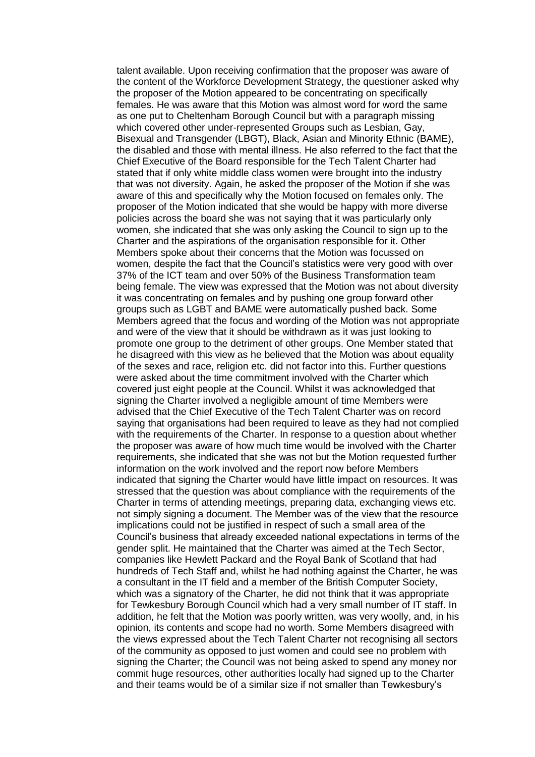talent available. Upon receiving confirmation that the proposer was aware of the content of the Workforce Development Strategy, the questioner asked why the proposer of the Motion appeared to be concentrating on specifically females. He was aware that this Motion was almost word for word the same as one put to Cheltenham Borough Council but with a paragraph missing which covered other under-represented Groups such as Lesbian, Gay, Bisexual and Transgender (LBGT), Black, Asian and Minority Ethnic (BAME), the disabled and those with mental illness. He also referred to the fact that the Chief Executive of the Board responsible for the Tech Talent Charter had stated that if only white middle class women were brought into the industry that was not diversity. Again, he asked the proposer of the Motion if she was aware of this and specifically why the Motion focused on females only. The proposer of the Motion indicated that she would be happy with more diverse policies across the board she was not saying that it was particularly only women, she indicated that she was only asking the Council to sign up to the Charter and the aspirations of the organisation responsible for it. Other Members spoke about their concerns that the Motion was focussed on women, despite the fact that the Council's statistics were very good with over 37% of the ICT team and over 50% of the Business Transformation team being female. The view was expressed that the Motion was not about diversity it was concentrating on females and by pushing one group forward other groups such as LGBT and BAME were automatically pushed back. Some Members agreed that the focus and wording of the Motion was not appropriate and were of the view that it should be withdrawn as it was just looking to promote one group to the detriment of other groups. One Member stated that he disagreed with this view as he believed that the Motion was about equality of the sexes and race, religion etc. did not factor into this. Further questions were asked about the time commitment involved with the Charter which covered just eight people at the Council. Whilst it was acknowledged that signing the Charter involved a negligible amount of time Members were advised that the Chief Executive of the Tech Talent Charter was on record saying that organisations had been required to leave as they had not complied with the requirements of the Charter. In response to a question about whether the proposer was aware of how much time would be involved with the Charter requirements, she indicated that she was not but the Motion requested further information on the work involved and the report now before Members indicated that signing the Charter would have little impact on resources. It was stressed that the question was about compliance with the requirements of the Charter in terms of attending meetings, preparing data, exchanging views etc. not simply signing a document. The Member was of the view that the resource implications could not be justified in respect of such a small area of the Council's business that already exceeded national expectations in terms of the gender split. He maintained that the Charter was aimed at the Tech Sector, companies like Hewlett Packard and the Royal Bank of Scotland that had hundreds of Tech Staff and, whilst he had nothing against the Charter, he was a consultant in the IT field and a member of the British Computer Society, which was a signatory of the Charter, he did not think that it was appropriate for Tewkesbury Borough Council which had a very small number of IT staff. In addition, he felt that the Motion was poorly written, was very woolly, and, in his opinion, its contents and scope had no worth. Some Members disagreed with the views expressed about the Tech Talent Charter not recognising all sectors of the community as opposed to just women and could see no problem with signing the Charter; the Council was not being asked to spend any money nor commit huge resources, other authorities locally had signed up to the Charter and their teams would be of a similar size if not smaller than Tewkesbury's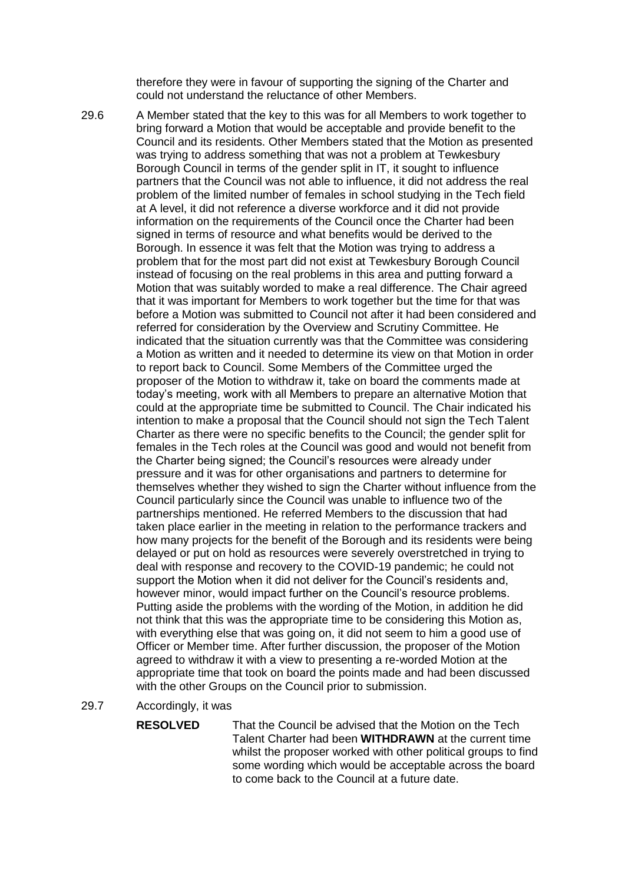therefore they were in favour of supporting the signing of the Charter and could not understand the reluctance of other Members.

29.6 A Member stated that the key to this was for all Members to work together to bring forward a Motion that would be acceptable and provide benefit to the Council and its residents. Other Members stated that the Motion as presented was trying to address something that was not a problem at Tewkesbury Borough Council in terms of the gender split in IT, it sought to influence partners that the Council was not able to influence, it did not address the real problem of the limited number of females in school studying in the Tech field at A level, it did not reference a diverse workforce and it did not provide information on the requirements of the Council once the Charter had been signed in terms of resource and what benefits would be derived to the Borough. In essence it was felt that the Motion was trying to address a problem that for the most part did not exist at Tewkesbury Borough Council instead of focusing on the real problems in this area and putting forward a Motion that was suitably worded to make a real difference. The Chair agreed that it was important for Members to work together but the time for that was before a Motion was submitted to Council not after it had been considered and referred for consideration by the Overview and Scrutiny Committee. He indicated that the situation currently was that the Committee was considering a Motion as written and it needed to determine its view on that Motion in order to report back to Council. Some Members of the Committee urged the proposer of the Motion to withdraw it, take on board the comments made at today's meeting, work with all Members to prepare an alternative Motion that could at the appropriate time be submitted to Council. The Chair indicated his intention to make a proposal that the Council should not sign the Tech Talent Charter as there were no specific benefits to the Council; the gender split for females in the Tech roles at the Council was good and would not benefit from the Charter being signed; the Council's resources were already under pressure and it was for other organisations and partners to determine for themselves whether they wished to sign the Charter without influence from the Council particularly since the Council was unable to influence two of the partnerships mentioned. He referred Members to the discussion that had taken place earlier in the meeting in relation to the performance trackers and how many projects for the benefit of the Borough and its residents were being delayed or put on hold as resources were severely overstretched in trying to deal with response and recovery to the COVID-19 pandemic; he could not support the Motion when it did not deliver for the Council's residents and, however minor, would impact further on the Council's resource problems. Putting aside the problems with the wording of the Motion, in addition he did not think that this was the appropriate time to be considering this Motion as, with everything else that was going on, it did not seem to him a good use of Officer or Member time. After further discussion, the proposer of the Motion agreed to withdraw it with a view to presenting a re-worded Motion at the appropriate time that took on board the points made and had been discussed with the other Groups on the Council prior to submission.

29.7 Accordingly, it was

**RESOLVED** That the Council be advised that the Motion on the Tech Talent Charter had been **WITHDRAWN** at the current time whilst the proposer worked with other political groups to find some wording which would be acceptable across the board to come back to the Council at a future date.